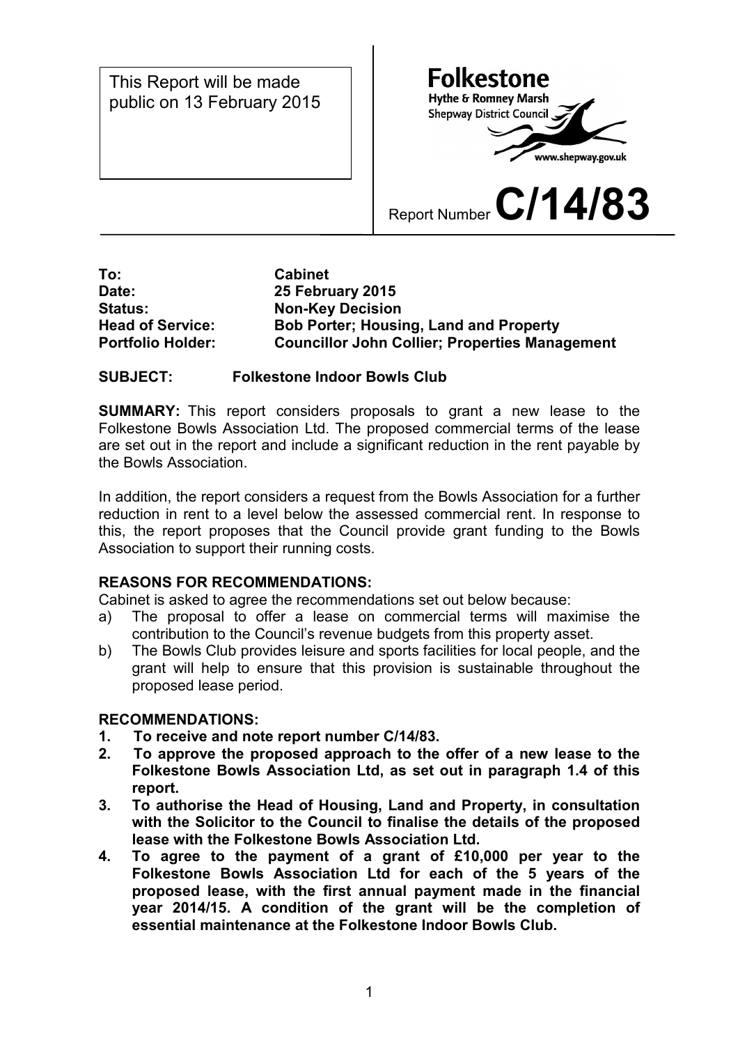This Report will be made public on 13 February 2015

**Folkestone**
Hythe & Romney Marsh
Shepway District Council
www.shepway.gov.uk

Report Number **C/14/83**

| | |
|---|---|
| **To:** | **Cabinet** |
| **Date:** | **25 February 2015** |
| **Status:** | **Non-Key Decision** |
| **Head of Service:** | **Bob Porter; Housing, Land and Property** |
| **Portfolio Holder:** | **Councillor John Collier; Properties Management** |

**SUBJECT: Folkestone Indoor Bowls Club**

**SUMMARY:** This report considers proposals to grant a new lease to the Folkestone Bowls Association Ltd. The proposed commercial terms of the lease are set out in the report and include a significant reduction in the rent payable by the Bowls Association.

In addition, the report considers a request from the Bowls Association for a further reduction in rent to a level below the assessed commercial rent. In response to this, the report proposes that the Council provide grant funding to the Bowls Association to support their running costs.

**REASONS FOR RECOMMENDATIONS:**

Cabinet is asked to agree the recommendations set out below because:

a) The proposal to offer a lease on commercial terms will maximise the contribution to the Council's revenue budgets from this property asset.
b) The Bowls Club provides leisure and sports facilities for local people, and the grant will help to ensure that this provision is sustainable throughout the proposed lease period.

**RECOMMENDATIONS:**

1. **To receive and note report number C/14/83.**
2. **To approve the proposed approach to the offer of a new lease to the Folkestone Bowls Association Ltd, as set out in paragraph 1.4 of this report.**
3. **To authorise the Head of Housing, Land and Property, in consultation with the Solicitor to the Council to finalise the details of the proposed lease with the Folkestone Bowls Association Ltd.**
4. **To agree to the payment of a grant of £10,000 per year to the Folkestone Bowls Association Ltd for each of the 5 years of the proposed lease, with the first annual payment made in the financial year 2014/15. A condition of the grant will be the completion of essential maintenance at the Folkestone Indoor Bowls Club.**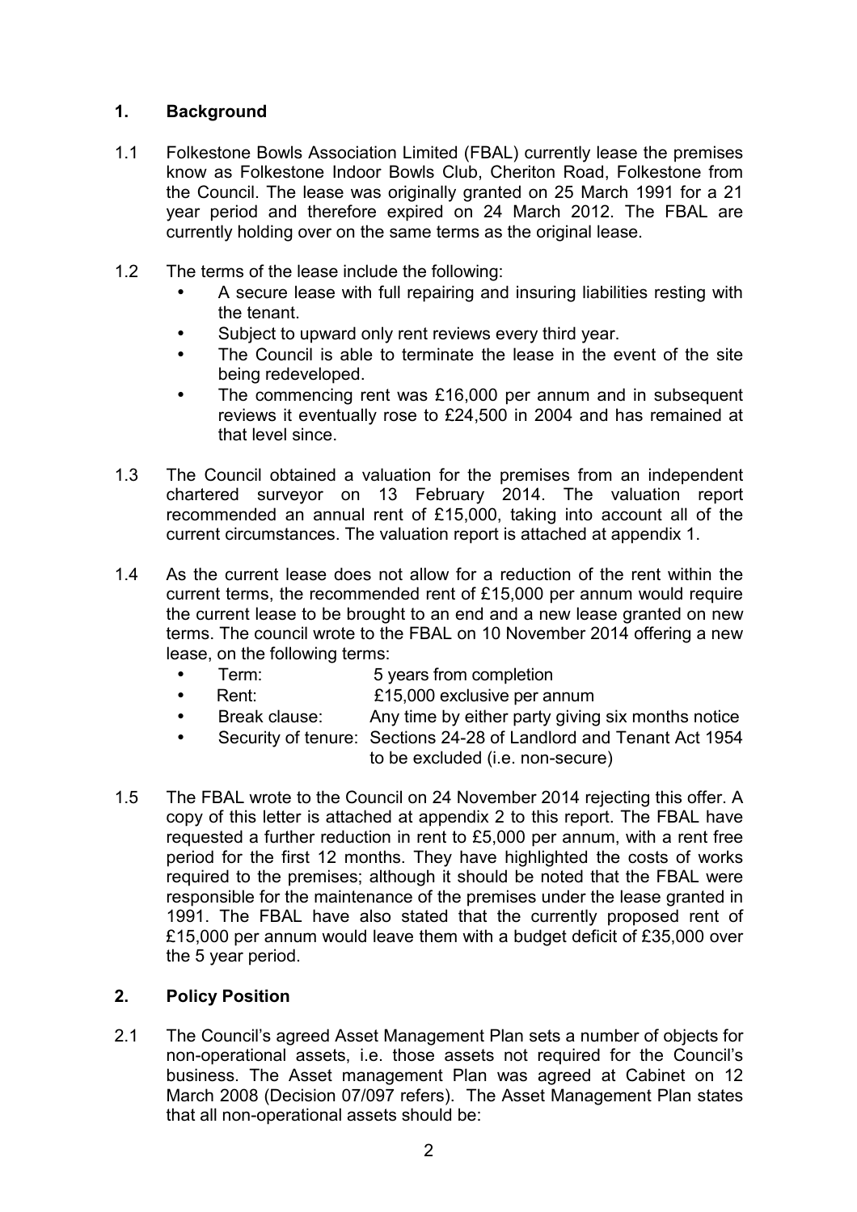## 1. Background

1.1 Folkestone Bowls Association Limited (FBAL) currently lease the premises know as Folkestone Indoor Bowls Club, Cheriton Road, Folkestone from the Council. The lease was originally granted on 25 March 1991 for a 21 year period and therefore expired on 24 March 2012. The FBAL are currently holding over on the same terms as the original lease.

1.2 The terms of the lease include the following:

- A secure lease with full repairing and insuring liabilities resting with the tenant.
- Subject to upward only rent reviews every third year.
- The Council is able to terminate the lease in the event of the site being redeveloped.
- The commencing rent was £16,000 per annum and in subsequent reviews it eventually rose to £24,500 in 2004 and has remained at that level since.

1.3 The Council obtained a valuation for the premises from an independent chartered surveyor on 13 February 2014. The valuation report recommended an annual rent of £15,000, taking into account all of the current circumstances. The valuation report is attached at appendix 1.

1.4 As the current lease does not allow for a reduction of the rent within the current terms, the recommended rent of £15,000 per annum would require the current lease to be brought to an end and a new lease granted on new terms. The council wrote to the FBAL on 10 November 2014 offering a new lease, on the following terms:

- Term: 5 years from completion
- Rent: £15,000 exclusive per annum
- Break clause: Any time by either party giving six months notice
- Security of tenure: Sections 24-28 of Landlord and Tenant Act 1954 to be excluded (i.e. non-secure)

1.5 The FBAL wrote to the Council on 24 November 2014 rejecting this offer. A copy of this letter is attached at appendix 2 to this report. The FBAL have requested a further reduction in rent to £5,000 per annum, with a rent free period for the first 12 months. They have highlighted the costs of works required to the premises; although it should be noted that the FBAL were responsible for the maintenance of the premises under the lease granted in 1991. The FBAL have also stated that the currently proposed rent of £15,000 per annum would leave them with a budget deficit of £35,000 over the 5 year period.

## 2. Policy Position

2.1 The Council's agreed Asset Management Plan sets a number of objects for non-operational assets, i.e. those assets not required for the Council's business. The Asset management Plan was agreed at Cabinet on 12 March 2008 (Decision 07/097 refers). The Asset Management Plan states that all non-operational assets should be: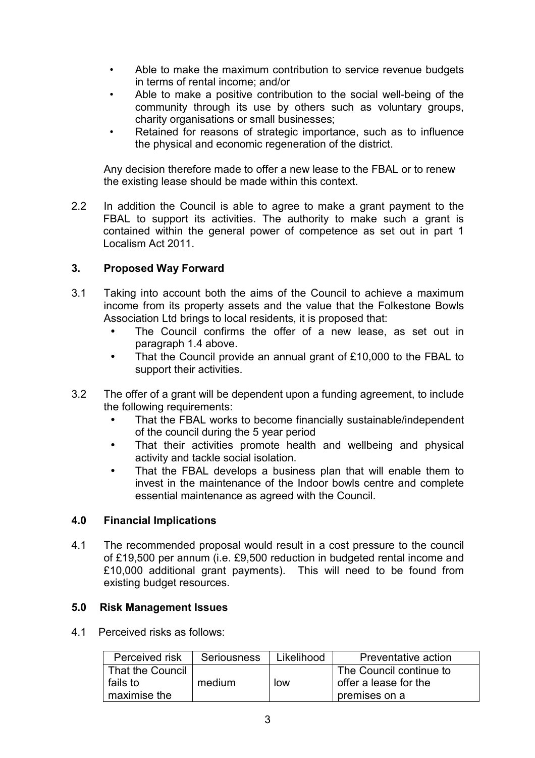- Able to make the maximum contribution to service revenue budgets in terms of rental income; and/or
- Able to make a positive contribution to the social well-being of the community through its use by others such as voluntary groups, charity organisations or small businesses;
- Retained for reasons of strategic importance, such as to influence the physical and economic regeneration of the district.

Any decision therefore made to offer a new lease to the FBAL or to renew the existing lease should be made within this context.

2.2 In addition the Council is able to agree to make a grant payment to the FBAL to support its activities. The authority to make such a grant is contained within the general power of competence as set out in part 1 Localism Act 2011.

## 3. Proposed Way Forward

3.1 Taking into account both the aims of the Council to achieve a maximum income from its property assets and the value that the Folkestone Bowls Association Ltd brings to local residents, it is proposed that:

- The Council confirms the offer of a new lease, as set out in paragraph 1.4 above.
- That the Council provide an annual grant of £10,000 to the FBAL to support their activities.

3.2 The offer of a grant will be dependent upon a funding agreement, to include the following requirements:

- That the FBAL works to become financially sustainable/independent of the council during the 5 year period
- That their activities promote health and wellbeing and physical activity and tackle social isolation.
- That the FBAL develops a business plan that will enable them to invest in the maintenance of the Indoor bowls centre and complete essential maintenance as agreed with the Council.

## 4.0 Financial Implications

4.1 The recommended proposal would result in a cost pressure to the council of £19,500 per annum (i.e. £9,500 reduction in budgeted rental income and £10,000 additional grant payments). This will need to be found from existing budget resources.

## 5.0 Risk Management Issues

4.1 Perceived risks as follows:

| Perceived risk | Seriousness | Likelihood | Preventative action |
|---|---|---|---|
| That the Council fails to maximise the | medium | low | The Council continue to offer a lease for the premises on a |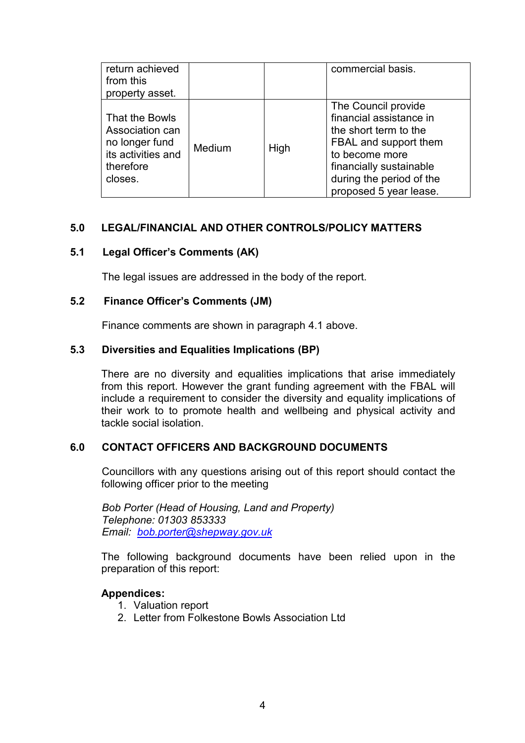| | | | |
|---|---|---|---|
| return achieved from this property asset. | | | commercial basis. |
| That the Bowls Association can no longer fund its activities and therefore closes. | Medium | High | The Council provide financial assistance in the short term to the FBAL and support them to become more financially sustainable during the period of the proposed 5 year lease. |

## 5.0 LEGAL/FINANCIAL AND OTHER CONTROLS/POLICY MATTERS

### 5.1 Legal Officer's Comments (AK)

The legal issues are addressed in the body of the report.

### 5.2 Finance Officer's Comments (JM)

Finance comments are shown in paragraph 4.1 above.

### 5.3 Diversities and Equalities Implications (BP)

There are no diversity and equalities implications that arise immediately from this report. However the grant funding agreement with the FBAL will include a requirement to consider the diversity and equality implications of their work to to promote health and wellbeing and physical activity and tackle social isolation.

## 6.0 CONTACT OFFICERS AND BACKGROUND DOCUMENTS

Councillors with any questions arising out of this report should contact the following officer prior to the meeting

*Bob Porter (Head of Housing, Land and Property)*
*Telephone: 01303 853333*
*Email: bob.porter@shepway.gov.uk*

The following background documents have been relied upon in the preparation of this report:

**Appendices:**

1. Valuation report
2. Letter from Folkestone Bowls Association Ltd